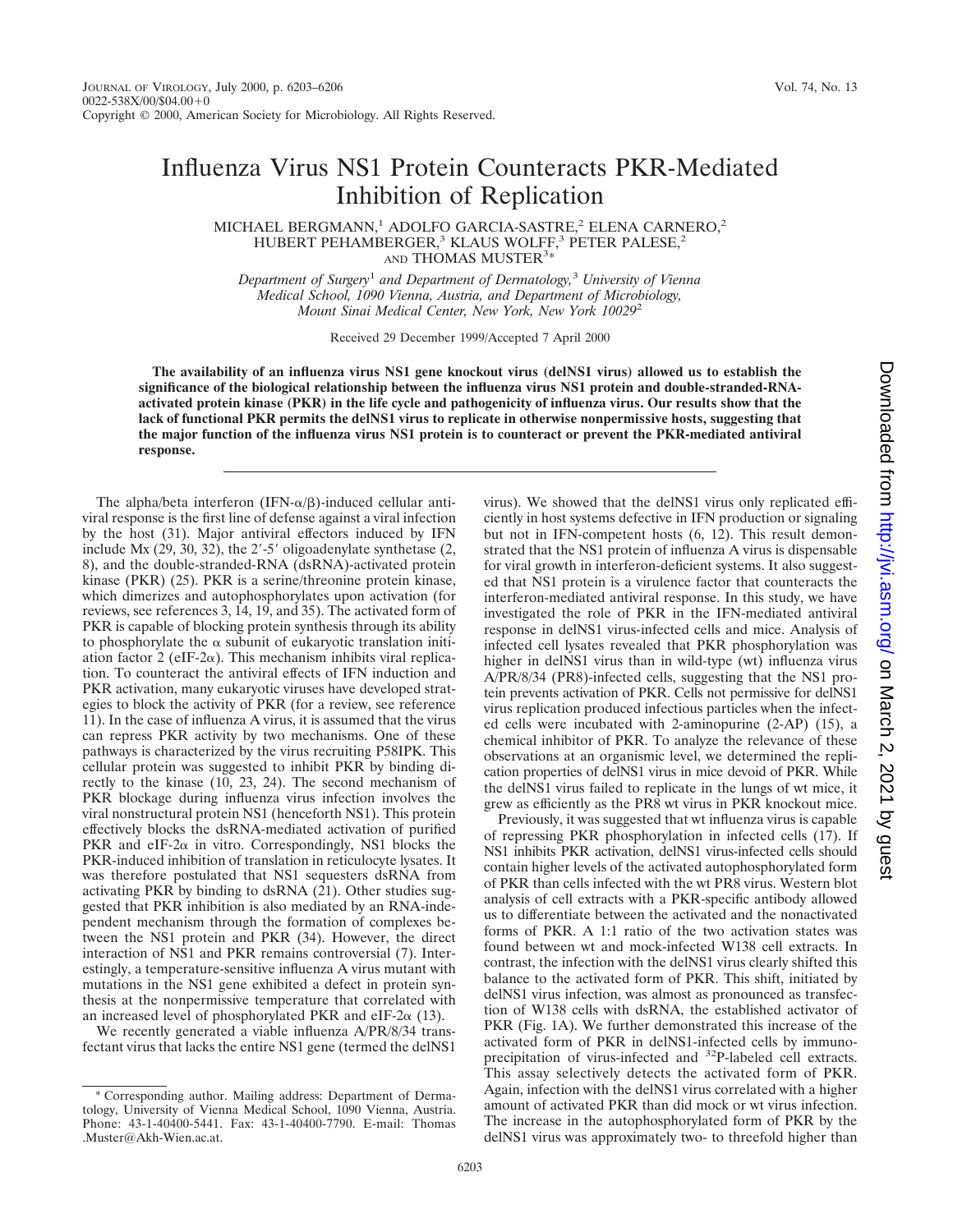# Influenza Virus NS1 Protein Counteracts PKR-Mediated Inhibition of Replication

MICHAEL BERGMANN,[1] ADOLFO GARCIA-SASTRE,[2] ELENA CARNERO,[2] HUBERT PEHAMBERGER,[3] KLAUS WOLFF,[3] PETER PALESE,[2] AND THOMAS MUSTER[3]*

*Department of Surgery[1] and Department of Dermatology,[3] University of Vienna Medical School, 1090 Vienna, Austria, and Department of Microbiology, Mount Sinai Medical Center, New York, New York 10029[2]*

Received 29 December 1999/Accepted 7 April 2000

**The availability of an influenza virus NS1 gene knockout virus (delNS1 virus) allowed us to establish the significance of the biological relationship between the influenza virus NS1 protein and double-stranded-RNA-activated protein kinase (PKR) in the life cycle and pathogenicity of influenza virus. Our results show that the lack of functional PKR permits the delNS1 virus to replicate in otherwise nonpermissive hosts, suggesting that the major function of the influenza virus NS1 protein is to counteract or prevent the PKR-mediated antiviral response.**

The alpha/beta interferon (IFN-$\alpha/\beta$)-induced cellular antiviral response is the first line of defense against a viral infection by the host (31). Major antiviral effectors induced by IFN include Mx (29, 30, 32), the 2′-5′ oligoadenylate synthetase (2, 8), and the double-stranded-RNA (dsRNA)-activated protein kinase (PKR) (25). PKR is a serine/threonine protein kinase, which dimerizes and autophosphorylates upon activation (for reviews, see references 3, 14, 19, and 35). The activated form of PKR is capable of blocking protein synthesis through its ability to phosphorylate the $\alpha$ subunit of eukaryotic translation initiation factor 2 (eIF-2$\alpha$). This mechanism inhibits viral replication. To counteract the antiviral effects of IFN induction and PKR activation, many eukaryotic viruses have developed strategies to block the activity of PKR (for a review, see reference 11). In the case of influenza A virus, it is assumed that the virus can repress PKR activity by two mechanisms. One of these pathways is characterized by the virus recruiting P58IPK. This cellular protein was suggested to inhibit PKR by binding directly to the kinase (10, 23, 24). The second mechanism of PKR blockage during influenza virus infection involves the viral nonstructural protein NS1 (henceforth NS1). This protein effectively blocks the dsRNA-mediated activation of purified PKR and eIF-2$\alpha$ in vitro. Correspondingly, NS1 blocks the PKR-induced inhibition of translation in reticulocyte lysates. It was therefore postulated that NS1 sequesters dsRNA from activating PKR by binding to dsRNA (21). Other studies suggested that PKR inhibition is also mediated by an RNA-independent mechanism through the formation of complexes between the NS1 protein and PKR (34). However, the direct interaction of NS1 and PKR remains controversial (7). Interestingly, a temperature-sensitive influenza A virus mutant with mutations in the NS1 gene exhibited a defect in protein synthesis at the nonpermissive temperature that correlated with an increased level of phosphorylated PKR and eIF-2$\alpha$ (13).

We recently generated a viable influenza A/PR/8/34 transfectant virus that lacks the entire NS1 gene (termed the delNS1 virus). We showed that the delNS1 virus only replicated efficiently in host systems defective in IFN production or signaling but not in IFN-competent hosts (6, 12). This result demonstrated that the NS1 protein of influenza A virus is dispensable for viral growth in interferon-deficient systems. It also suggested that NS1 protein is a virulence factor that counteracts the interferon-mediated antiviral response. In this study, we have investigated the role of PKR in the IFN-mediated antiviral response in delNS1 virus-infected cells and mice. Analysis of infected cell lysates revealed that PKR phosphorylation was higher in delNS1 virus than in wild-type (wt) influenza virus A/PR/8/34 (PR8)-infected cells, suggesting that the NS1 protein prevents activation of PKR. Cells not permissive for delNS1 virus replication produced infectious particles when the infected cells were incubated with 2-aminopurine (2-AP) (15), a chemical inhibitor of PKR. To analyze the relevance of these observations at an organismic level, we determined the replication properties of delNS1 virus in mice devoid of PKR. While the delNS1 virus failed to replicate in the lungs of wt mice, it grew as efficiently as the PR8 wt virus in PKR knockout mice.

Previously, it was suggested that wt influenza virus is capable of repressing PKR phosphorylation in infected cells (17). If NS1 inhibits PKR activation, delNS1 virus-infected cells should contain higher levels of the activated autophosphorylated form of PKR than cells infected with the wt PR8 virus. Western blot analysis of cell extracts with a PKR-specific antibody allowed us to differentiate between the activated and the nonactivated forms of PKR. A 1:1 ratio of the two activation states was found between wt and mock-infected W138 cell extracts. In contrast, the infection with the delNS1 virus clearly shifted this balance to the activated form of PKR. This shift, initiated by delNS1 virus infection, was almost as pronounced as transfection of W138 cells with dsRNA, the established activator of PKR (Fig. 1A). We further demonstrated this increase of the activated form of PKR in delNS1-infected cells by immunoprecipitation of virus-infected and $^{32}$P-labeled cell extracts. This assay selectively detects the activated form of PKR. Again, infection with the delNS1 virus correlated with a higher amount of activated PKR than did mock or wt virus infection. The increase in the autophosphorylated form of PKR by the delNS1 virus was approximately two- to threefold higher than

* Corresponding author. Mailing address: Department of Dermatology, University of Vienna Medical School, 1090 Vienna, Austria. Phone: 43-1-40400-5441. Fax: 43-1-40400-7790. E-mail: Thomas.Muster@Akh-Wien.ac.at.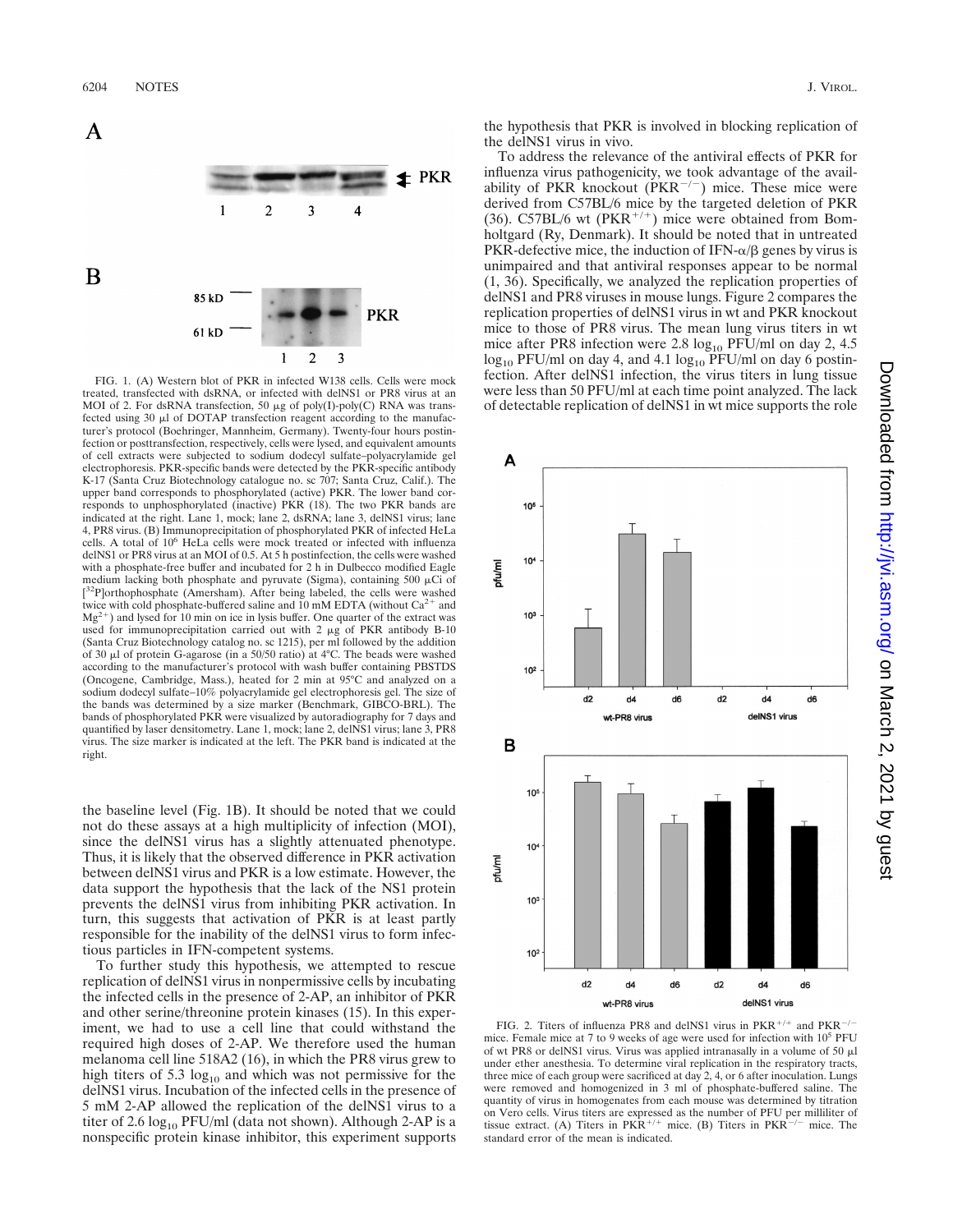FIG. 1. (A) Western blot of PKR in infected W138 cells. Cells were mock treated, transfected with dsRNA, or infected with delNS1 or PR8 virus at an MOI of 2. For dsRNA transfection, 50 μg of poly(I)-poly(C) RNA was transfected using 30 μl of DOTAP transfection reagent according to the manufacturer's protocol (Boehringer, Mannheim, Germany). Twenty-four hours postinfection or posttransfection, respectively, cells were lysed, and equivalent amounts of cell extracts were subjected to sodium dodecyl sulfate–polyacrylamide gel electrophoresis. PKR-specific bands were detected by the PKR-specific antibody K-17 (Santa Cruz Biotechnology catalogue no. sc 707; Santa Cruz, Calif.). The upper band corresponds to phosphorylated (active) PKR. The lower band corresponds to unphosphorylated (inactive) PKR (18). The two PKR bands are indicated at the right. Lane 1, mock; lane 2, dsRNA; lane 3, delNS1 virus; lane 4, PR8 virus. (B) Immunoprecipitation of phosphorylated PKR of infected HeLa cells. A total of $10^6$ HeLa cells were mock treated or infected with influenza delNS1 or PR8 virus at an MOI of 0.5. At 5 h postinfection, the cells were washed with a phosphate-free buffer and incubated for 2 h in Dulbecco modified Eagle medium lacking both phosphate and pyruvate (Sigma), containing 500 μCi of [$^{32}$P]orthophosphate (Amersham). After being labeled, the cells were washed twice with cold phosphate-buffered saline and 10 mM EDTA (without $Ca^{2+}$ and $Mg^{2+}$) and lysed for 10 min on ice in lysis buffer. One quarter of the extract was used for immunoprecipitation carried out with 2 μg of PKR antibody B-10 (Santa Cruz Biotechnology catalog no. sc 1215), per ml followed by the addition of 30 μl of protein G-agarose (in a 50/50 ratio) at 4°C. The beads were washed according to the manufacturer's protocol with wash buffer containing PBSTDS (Oncogene, Cambridge, Mass.), heated for 2 min at 95°C and analyzed on a sodium dodecyl sulfate–10% polyacrylamide gel electrophoresis gel. The size of the bands was determined by a size marker (Benchmark, GIBCO-BRL). The bands of phosphorylated PKR were visualized by autoradiography for 7 days and quantified by laser densitometry. Lane 1, mock; lane 2, delNS1 virus; lane 3, PR8 virus. The size marker is indicated at the left. The PKR band is indicated at the right.

the baseline level (Fig. 1B). It should be noted that we could not do these assays at a high multiplicity of infection (MOI), since the delNS1 virus has a slightly attenuated phenotype. Thus, it is likely that the observed difference in PKR activation between delNS1 virus and PKR is a low estimate. However, the data support the hypothesis that the lack of the NS1 protein prevents the delNS1 virus from inhibiting PKR activation. In turn, this suggests that activation of PKR is at least partly responsible for the inability of the delNS1 virus to form infectious particles in IFN-competent systems.

To further study this hypothesis, we attempted to rescue replication of delNS1 virus in nonpermissive cells by incubating the infected cells in the presence of 2-AP, an inhibitor of PKR and other serine/threonine protein kinases (15). In this experiment, we had to use a cell line that could withstand the required high doses of 2-AP. We therefore used the human melanoma cell line 518A2 (16), in which the PR8 virus grew to high titers of 5.3 $\log_{10}$ and which was not permissive for the delNS1 virus. Incubation of the infected cells in the presence of 5 mM 2-AP allowed the replication of the delNS1 virus to a titer of 2.6 $\log_{10}$ PFU/ml (data not shown). Although 2-AP is a nonspecific protein kinase inhibitor, this experiment supports the hypothesis that PKR is involved in blocking replication of the delNS1 virus in vivo.

To address the relevance of the antiviral effects of PKR for influenza virus pathogenicity, we took advantage of the availability of PKR knockout ($PKR^{-/-}$) mice. These mice were derived from C57BL/6 mice by the targeted deletion of PKR (36). C57BL/6 wt ($PKR^{+/+}$) mice were obtained from Bomholtgard (Ry, Denmark). It should be noted that in untreated PKR-defective mice, the induction of IFN-α/β genes by virus is unimpaired and that antiviral responses appear to be normal (1, 36). Specifically, we analyzed the replication properties of delNS1 and PR8 viruses in mouse lungs. Figure 2 compares the replication properties of delNS1 virus in wt and PKR knockout mice to those of PR8 virus. The mean lung virus titers in wt mice after PR8 infection were 2.8 $\log_{10}$ PFU/ml on day 2, 4.5 $\log_{10}$ PFU/ml on day 4, and 4.1 $\log_{10}$ PFU/ml on day 6 postinfection. After delNS1 infection, the virus titers in lung tissue were less than 50 PFU/ml at each time point analyzed. The lack of detectable replication of delNS1 in wt mice supports the role

FIG. 2. Titers of influenza PR8 and delNS1 virus in $PKR^{+/+}$ and $PKR^{-/-}$ mice. Female mice at 7 to 9 weeks of age were used for infection with $10^5$ PFU of wt PR8 or delNS1 virus. Virus was applied intranasally in a volume of 50 μl under ether anesthesia. To determine viral replication in the respiratory tracts, three mice of each group were sacrificed at day 2, 4, or 6 after inoculation. Lungs were removed and homogenized in 3 ml of phosphate-buffered saline. The quantity of virus in homogenates from each mouse was determined by titration on Vero cells. Virus titers are expressed as the number of PFU per milliliter of tissue extract. (A) Titers in $PKR^{+/+}$ mice. (B) Titers in $PKR^{-/-}$ mice. The standard error of the mean is indicated.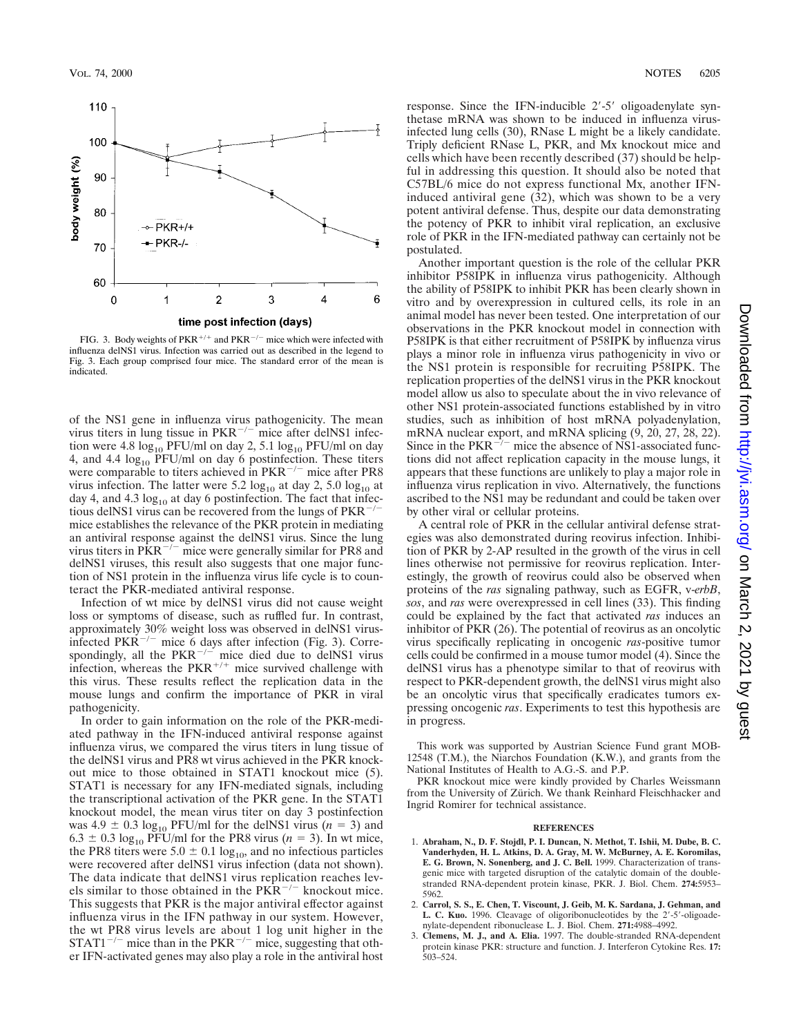FIG. 3. Body weights of $PKR^{+/+}$ and $PKR^{-/-}$ mice which were infected with influenza delNS1 virus. Infection was carried out as described in the legend to Fig. 3. Each group comprised four mice. The standard error of the mean is indicated.

of the NS1 gene in influenza virus pathogenicity. The mean virus titers in lung tissue in $PKR^{-/-}$ mice after delNS1 infection were 4.8 $\log_{10}$ PFU/ml on day 2, 5.1 $\log_{10}$ PFU/ml on day 4, and 4.4 $\log_{10}$ PFU/ml on day 6 postinfection. These titers were comparable to titers achieved in $PKR^{-/-}$ mice after PR8 virus infection. The latter were 5.2 $\log_{10}$ at day 2, 5.0 $\log_{10}$ at day 4, and 4.3 $\log_{10}$ at day 6 postinfection. The fact that infectious delNS1 virus can be recovered from the lungs of $PKR^{-/-}$ mice establishes the relevance of the PKR protein in mediating an antiviral response against the delNS1 virus. Since the lung virus titers in $PKR^{-/-}$ mice were generally similar for PR8 and delNS1 viruses, this result also suggests that one major function of NS1 protein in the influenza virus life cycle is to counteract the PKR-mediated antiviral response.

Infection of wt mice by delNS1 virus did not cause weight loss or symptoms of disease, such as ruffled fur. In contrast, approximately 30% weight loss was observed in delNS1 virus-infected $PKR^{-/-}$ mice 6 days after infection (Fig. 3). Correspondingly, all the $PKR^{-/-}$ mice died due to delNS1 virus infection, whereas the $PKR^{+/+}$ mice survived challenge with this virus. These results reflect the replication data in the mouse lungs and confirm the importance of PKR in viral pathogenicity.

In order to gain information on the role of the PKR-mediated pathway in the IFN-induced antiviral response against influenza virus, we compared the virus titers in lung tissue of the delNS1 virus and PR8 wt virus achieved in the PKR knockout mice to those obtained in STAT1 knockout mice (5). STAT1 is necessary for any IFN-mediated signals, including the transcriptional activation of the PKR gene. In the STAT1 knockout model, the mean virus titer on day 3 postinfection was $4.9 \pm 0.3$ $\log_{10}$ PFU/ml for the delNS1 virus ($n = 3$) and $6.3 \pm 0.3$ $\log_{10}$ PFU/ml for the PR8 virus ($n = 3$). In wt mice, the PR8 titers were $5.0 \pm 0.1$ $\log_{10}$, and no infectious particles were recovered after delNS1 virus infection (data not shown). The data indicate that delNS1 virus replication reaches levels similar to those obtained in the $PKR^{-/-}$ knockout mice. This suggests that PKR is the major antiviral effector against influenza virus in the IFN pathway in our system. However, the wt PR8 virus levels are about 1 log unit higher in the $STAT1^{-/-}$ mice than in the $PKR^{-/-}$ mice, suggesting that other IFN-activated genes may also play a role in the antiviral host response. Since the IFN-inducible 2′-5′ oligoadenylate synthetase mRNA was shown to be induced in influenza virus-infected lung cells (30), RNase L might be a likely candidate. Triply deficient RNase L, PKR, and Mx knockout mice and cells which have been recently described (37) should be helpful in addressing this question. It should also be noted that C57BL/6 mice do not express functional Mx, another IFN-induced antiviral gene (32), which was shown to be a very potent antiviral defense. Thus, despite our data demonstrating the potency of PKR to inhibit viral replication, an exclusive role of PKR in the IFN-mediated pathway can certainly not be postulated.

Another important question is the role of the cellular PKR inhibitor P58IPK in influenza virus pathogenicity. Although the ability of P58IPK to inhibit PKR has been clearly shown in vitro and by overexpression in cultured cells, its role in an animal model has never been tested. One interpretation of our observations in the PKR knockout model in connection with P58IPK is that either recruitment of P58IPK by influenza virus plays a minor role in influenza virus pathogenicity in vivo or the NS1 protein is responsible for recruiting P58IPK. The replication properties of the delNS1 virus in the PKR knockout model allow us also to speculate about the in vivo relevance of other NS1 protein-associated functions established by in vitro studies, such as inhibition of host mRNA polyadenylation, mRNA nuclear export, and mRNA splicing (9, 20, 27, 28, 22). Since in the $PKR^{-/-}$ mice the absence of NS1-associated functions did not affect replication capacity in the mouse lungs, it appears that these functions are unlikely to play a major role in influenza virus replication in vivo. Alternatively, the functions ascribed to the NS1 may be redundant and could be taken over by other viral or cellular proteins.

A central role of PKR in the cellular antiviral defense strategies was also demonstrated during reovirus infection. Inhibition of PKR by 2-AP resulted in the growth of the virus in cell lines otherwise not permissive for reovirus replication. Interestingly, the growth of reovirus could also be observed when proteins of the *ras* signaling pathway, such as EGFR, v-*erbB*, *sos*, and *ras* were overexpressed in cell lines (33). This finding could be explained by the fact that activated *ras* induces an inhibitor of PKR (26). The potential of reovirus as an oncolytic virus specifically replicating in oncogenic *ras*-positive tumor cells could be confirmed in a mouse tumor model (4). Since the delNS1 virus has a phenotype similar to that of reovirus with respect to PKR-dependent growth, the delNS1 virus might also be an oncolytic virus that specifically eradicates tumors expressing oncogenic *ras*. Experiments to test this hypothesis are in progress.

This work was supported by Austrian Science Fund grant MOB-12548 (T.M.), the Niarchos Foundation (K.W.), and grants from the National Institutes of Health to A.G.-S. and P.P.

PKR knockout mice were kindly provided by Charles Weissmann from the University of Zürich. We thank Reinhard Fleischhacker and Ingrid Romirer for technical assistance.

## REFERENCES

1. **Abraham, N., D. F. Stojdl, P. I. Duncan, N. Methot, T. Ishii, M. Dube, B. C. Vanderhyden, H. L. Atkins, D. A. Gray, M. W. McBurney, A. E. Koromilas, E. G. Brown, N. Sonenberg, and J. C. Bell.** 1999. Characterization of transgenic mice with targeted disruption of the catalytic domain of the double-stranded RNA-dependent protein kinase, PKR. J. Biol. Chem. **274:**5953–5962.
2. **Carrol, S. S., E. Chen, T. Viscount, J. Geib, M. K. Sardana, J. Gehman, and L. C. Kuo.** 1996. Cleavage of oligoribonucleotides by the 2′-5′-oligoadenylate-dependent ribonuclease L. J. Biol. Chem. **271:**4988–4992.
3. **Clemens, M. J., and A. Elia.** 1997. The double-stranded RNA-dependent protein kinase PKR: structure and function. J. Interferon Cytokine Res. **17:** 503–524.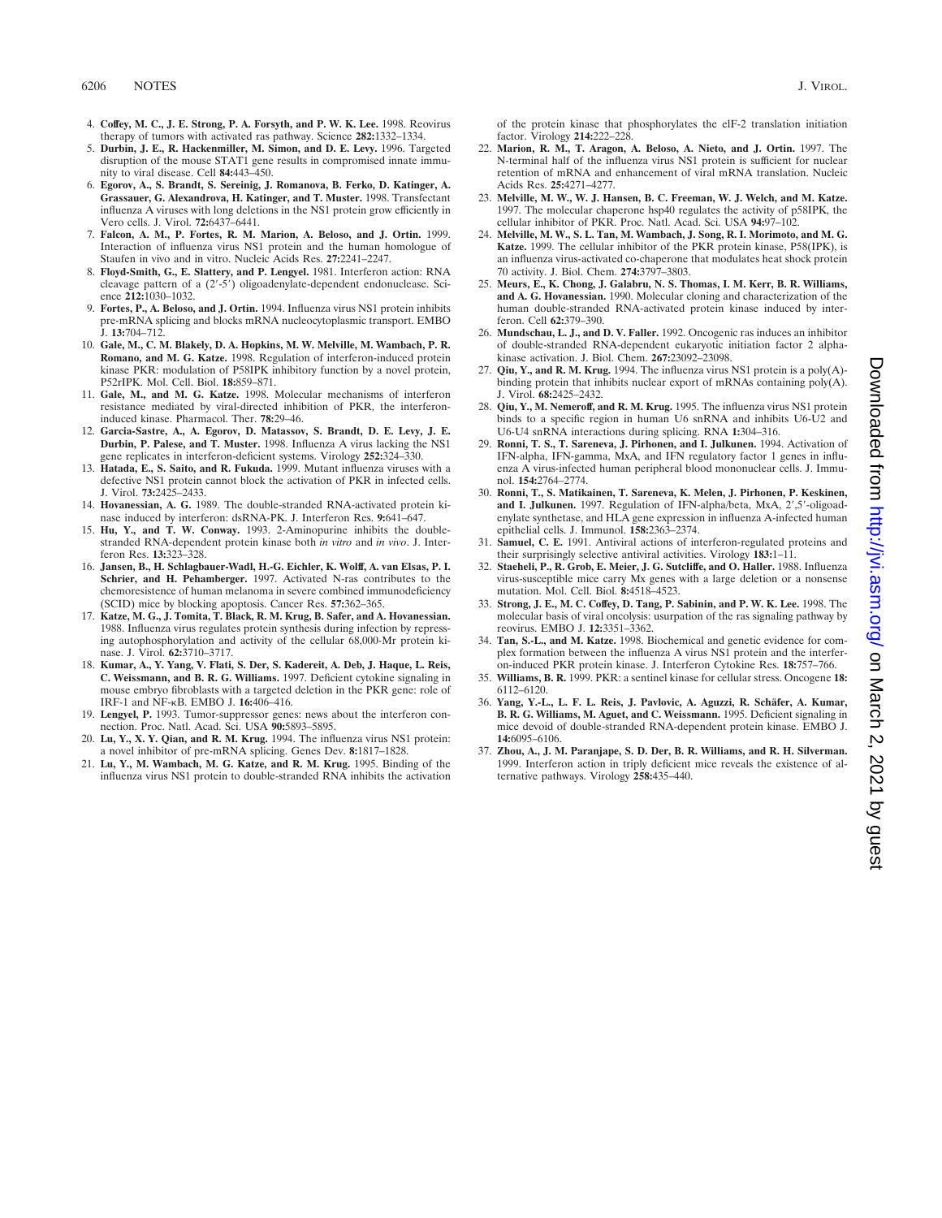4. **Coffey, M. C., J. E. Strong, P. A. Forsyth, and P. W. K. Lee.** 1998. Reovirus therapy of tumors with activated ras pathway. Science **282:**1332–1334.
5. **Durbin, J. E., R. Hackenmiller, M. Simon, and D. E. Levy.** 1996. Targeted disruption of the mouse STAT1 gene results in compromised innate immunity to viral disease. Cell **84:**443–450.
6. **Egorov, A., S. Brandt, S. Sereinig, J. Romanova, B. Ferko, D. Katinger, A. Grassauer, G. Alexandrova, H. Katinger, and T. Muster.** 1998. Transfectant influenza A viruses with long deletions in the NS1 protein grow efficiently in Vero cells. J. Virol. **72:**6437–6441.
7. **Falcon, A. M., P. Fortes, R. M. Marion, A. Beloso, and J. Ortin.** 1999. Interaction of influenza virus NS1 protein and the human homologue of Staufen in vivo and in vitro. Nucleic Acids Res. **27:**2241–2247.
8. **Floyd-Smith, G., E. Slattery, and P. Lengyel.** 1981. Interferon action: RNA cleavage pattern of a (2′-5′) oligoadenylate-dependent endonuclease. Science **212:**1030–1032.
9. **Fortes, P., A. Beloso, and J. Ortin.** 1994. Influenza virus NS1 protein inhibits pre-mRNA splicing and blocks mRNA nucleocytoplasmic transport. EMBO J. **13:**704–712.
10. **Gale, M., C. M. Blakely, D. A. Hopkins, M. W. Melville, M. Wambach, P. R. Romano, and M. G. Katze.** 1998. Regulation of interferon-induced protein kinase PKR: modulation of P58IPK inhibitory function by a novel protein, P52rIPK. Mol. Cell. Biol. **18:**859–871.
11. **Gale, M., and M. G. Katze.** 1998. Molecular mechanisms of interferon resistance mediated by viral-directed inhibition of PKR, the interferon-induced kinase. Pharmacol. Ther. **78:**29–46.
12. **Garcia-Sastre, A., A. Egorov, D. Matassov, S. Brandt, D. E. Levy, J. E. Durbin, P. Palese, and T. Muster.** 1998. Influenza A virus lacking the NS1 gene replicates in interferon-deficient systems. Virology **252:**324–330.
13. **Hatada, E., S. Saito, and R. Fukuda.** 1999. Mutant influenza viruses with a defective NS1 protein cannot block the activation of PKR in infected cells. J. Virol. **73:**2425–2433.
14. **Hovanessian, A. G.** 1989. The double-stranded RNA-activated protein kinase induced by interferon: dsRNA-PK. J. Interferon Res. **9:**641–647.
15. **Hu, Y., and T. W. Conway.** 1993. 2-Aminopurine inhibits the double-stranded RNA-dependent protein kinase both *in vitro* and *in vivo*. J. Interferon Res. **13:**323–328.
16. **Jansen, B., H. Schlagbauer-Wadl, H.-G. Eichler, K. Wolff, A. van Elsas, P. I. Schrier, and H. Pehamberger.** 1997. Activated N-ras contributes to the chemoresistence of human melanoma in severe combined immunodeficiency (SCID) mice by blocking apoptosis. Cancer Res. **57:**362–365.
17. **Katze, M. G., J. Tomita, T. Black, R. M. Krug, B. Safer, and A. Hovanessian.** 1988. Influenza virus regulates protein synthesis during infection by repressing autophosphorylation and activity of the cellular 68,000-Mr protein kinase. J. Virol. **62:**3710–3717.
18. **Kumar, A., Y. Yang, V. Flati, S. Der, S. Kadereit, A. Deb, J. Haque, L. Reis, C. Weissmann, and B. R. G. Williams.** 1997. Deficient cytokine signaling in mouse embryo fibroblasts with a targeted deletion in the PKR gene: role of IRF-1 and NF-κB. EMBO J. **16:**406–416.
19. **Lengyel, P.** 1993. Tumor-suppressor genes: news about the interferon connection. Proc. Natl. Acad. Sci. USA **90:**5893–5895.
20. **Lu, Y., X. Y. Qian, and R. M. Krug.** 1994. The influenza virus NS1 protein: a novel inhibitor of pre-mRNA splicing. Genes Dev. **8:**1817–1828.
21. **Lu, Y., M. Wambach, M. G. Katze, and R. M. Krug.** 1995. Binding of the influenza virus NS1 protein to double-stranded RNA inhibits the activation of the protein kinase that phosphorylates the eIF-2 translation initiation factor. Virology **214:**222–228.
22. **Marion, R. M., T. Aragon, A. Beloso, A. Nieto, and J. Ortin.** 1997. The N-terminal half of the influenza virus NS1 protein is sufficient for nuclear retention of mRNA and enhancement of viral mRNA translation. Nucleic Acids Res. **25:**4271–4277.
23. **Melville, M. W., W. J. Hansen, B. C. Freeman, W. J. Welch, and M. Katze.** 1997. The molecular chaperone hsp40 regulates the activity of p58IPK, the cellular inhibitor of PKR. Proc. Natl. Acad. Sci. USA **94:**97–102.
24. **Melville, M. W., S. L. Tan, M. Wambach, J. Song, R. I. Morimoto, and M. G. Katze.** 1999. The cellular inhibitor of the PKR protein kinase, P58(IPK), is an influenza virus-activated co-chaperone that modulates heat shock protein 70 activity. J. Biol. Chem. **274:**3797–3803.
25. **Meurs, E., K. Chong, J. Galabru, N. S. Thomas, I. M. Kerr, B. R. Williams, and A. G. Hovanessian.** 1990. Molecular cloning and characterization of the human double-stranded RNA-activated protein kinase induced by interferon. Cell **62:**379–390.
26. **Mundschau, L. J., and D. V. Faller.** 1992. Oncogenic ras induces an inhibitor of double-stranded RNA-dependent eukaryotic initiation factor 2 alpha-kinase activation. J. Biol. Chem. **267:**23092–23098.
27. **Qiu, Y., and R. M. Krug.** 1994. The influenza virus NS1 protein is a poly(A)-binding protein that inhibits nuclear export of mRNAs containing poly(A). J. Virol. **68:**2425–2432.
28. **Qiu, Y., M. Nemeroff, and R. M. Krug.** 1995. The influenza virus NS1 protein binds to a specific region in human U6 snRNA and inhibits U6-U2 and U6-U4 snRNA interactions during splicing. RNA **1:**304–316.
29. **Ronni, T. S., T. Sareneva, J. Pirhonen, and I. Julkunen.** 1994. Activation of IFN-alpha, IFN-gamma, MxA, and IFN regulatory factor 1 genes in influenza A virus-infected human peripheral blood mononuclear cells. J. Immunol. **154:**2764–2774.
30. **Ronni, T., S. Matikainen, T. Sareneva, K. Melen, J. Pirhonen, P. Keskinen, and I. Julkunen.** 1997. Regulation of IFN-alpha/beta, MxA, 2′,5′-oligoadenylate synthetase, and HLA gene expression in influenza A-infected human epithelial cells. J. Immunol. **158:**2363–2374.
31. **Samuel, C. E.** 1991. Antiviral actions of interferon-regulated proteins and their surprisingly selective antiviral activities. Virology **183:**1–11.
32. **Staeheli, P., R. Grob, E. Meier, J. G. Sutcliffe, and O. Haller.** 1988. Influenza virus-susceptible mice carry Mx genes with a large deletion or a nonsense mutation. Mol. Cell. Biol. **8:**4518–4523.
33. **Strong, J. E., M. C. Coffey, D. Tang, P. Sabinin, and P. W. K. Lee.** 1998. The molecular basis of viral oncolysis: usurpation of the ras signaling pathway by reovirus. EMBO J. **12:**3351–3362.
34. **Tan, S.-L., and M. Katze.** 1998. Biochemical and genetic evidence for complex formation between the influenza A virus NS1 protein and the interferon-induced PKR protein kinase. J. Interferon Cytokine Res. **18:**757–766.
35. **Williams, B. R.** 1999. PKR: a sentinel kinase for cellular stress. Oncogene **18:**6112–6120.
36. **Yang, Y.-L., L. F. L. Reis, J. Pavlovic, A. Aguzzi, R. Schäfer, A. Kumar, B. R. G. Williams, M. Aguet, and C. Weissmann.** 1995. Deficient signaling in mice devoid of double-stranded RNA-dependent protein kinase. EMBO J. **14:**6095–6106.
37. **Zhou, A., J. M. Paranjape, S. D. Der, B. R. Williams, and R. H. Silverman.** 1999. Interferon action in triply deficient mice reveals the existence of alternative pathways. Virology **258:**435–440.